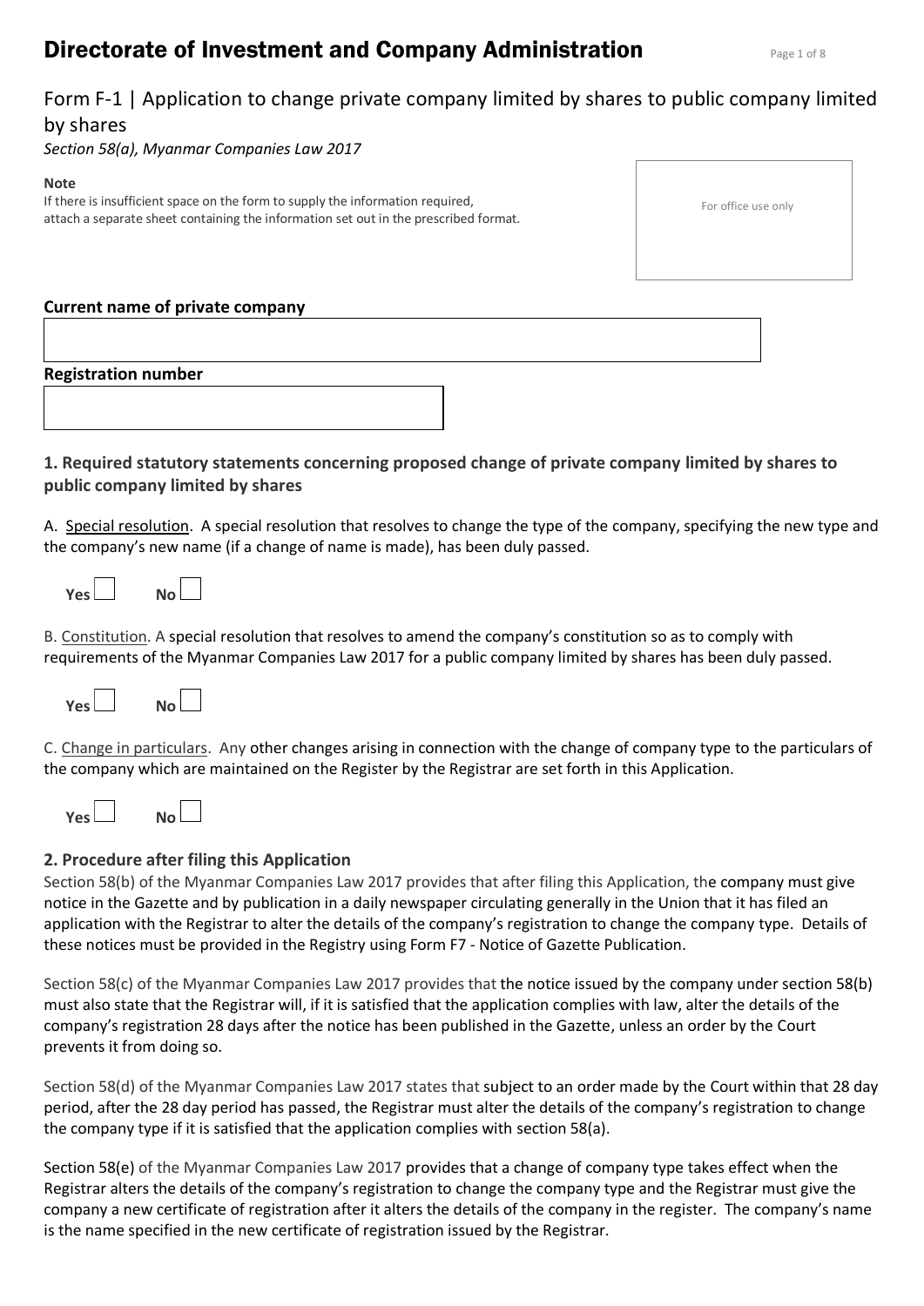# Directorate of Investment and Company Administration

## Form F-1 | Application to change private company limited by shares to public company limited by shares

*Section 58(a), Myanmar Companies Law 2017*

**Note**
If there is insufficient space on the form to supply the information required, attach a separate sheet containing the information set out in the prescribed format.

For office use only

**Current name of private company**

**Registration number**

### 1. Required statutory statements concerning proposed change of private company limited by shares to public company limited by shares

A. Special resolution. A special resolution that resolves to change the type of the company, specifying the new type and the company's new name (if a change of name is made), has been duly passed.

**Yes** ☐ **No** ☐

B. Constitution. A special resolution that resolves to amend the company's constitution so as to comply with requirements of the Myanmar Companies Law 2017 for a public company limited by shares has been duly passed.

**Yes** ☐ **No** ☐

C. Change in particulars. Any other changes arising in connection with the change of company type to the particulars of the company which are maintained on the Register by the Registrar are set forth in this Application.

**Yes** ☐ **No** ☐

### 2. Procedure after filing this Application

Section 58(b) of the Myanmar Companies Law 2017 provides that after filing this Application, the company must give notice in the Gazette and by publication in a daily newspaper circulating generally in the Union that it has filed an application with the Registrar to alter the details of the company's registration to change the company type. Details of these notices must be provided in the Registry using Form F7 - Notice of Gazette Publication.

Section 58(c) of the Myanmar Companies Law 2017 provides that the notice issued by the company under section 58(b) must also state that the Registrar will, if it is satisfied that the application complies with law, alter the details of the company's registration 28 days after the notice has been published in the Gazette, unless an order by the Court prevents it from doing so.

Section 58(d) of the Myanmar Companies Law 2017 states that subject to an order made by the Court within that 28 day period, after the 28 day period has passed, the Registrar must alter the details of the company's registration to change the company type if it is satisfied that the application complies with section 58(a).

Section 58(e) of the Myanmar Companies Law 2017 provides that a change of company type takes effect when the Registrar alters the details of the company's registration to change the company type and the Registrar must give the company a new certificate of registration after it alters the details of the company in the register. The company's name is the name specified in the new certificate of registration issued by the Registrar.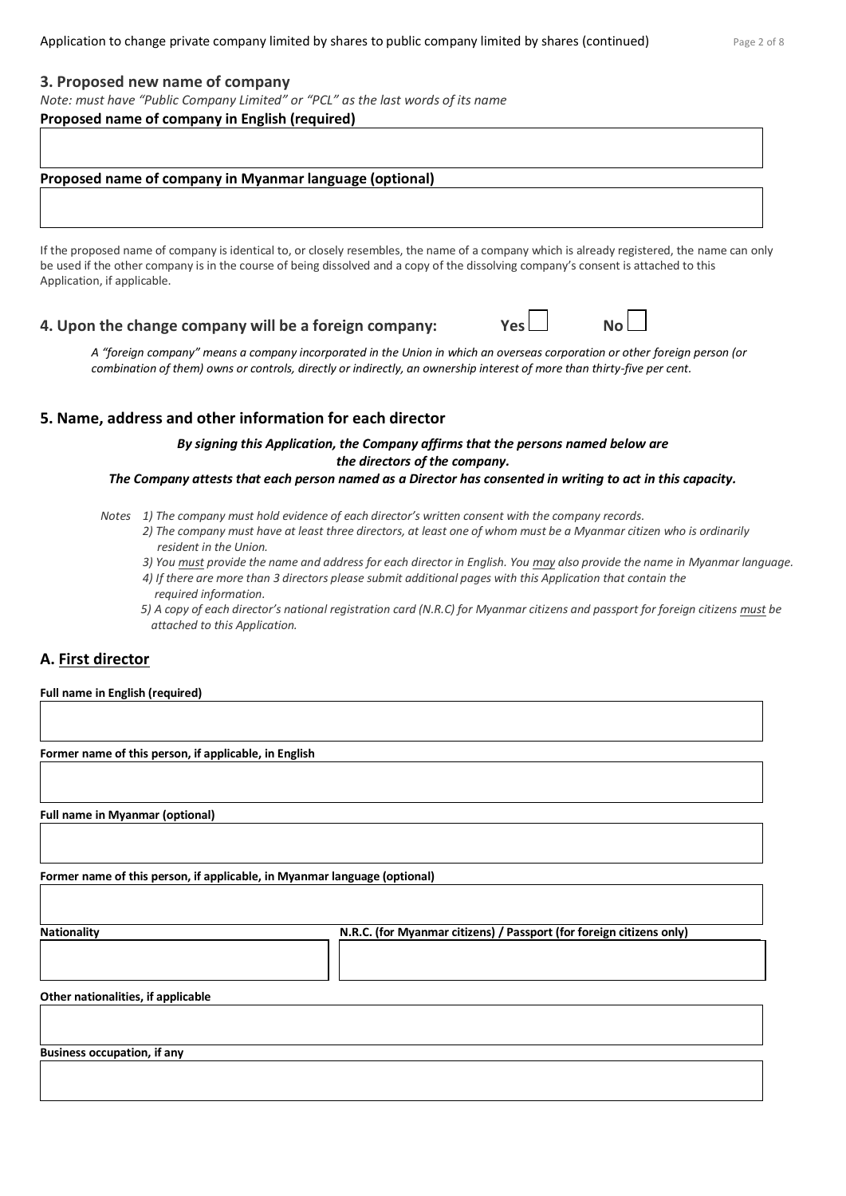## 3. Proposed new name of company

*Note: must have "Public Company Limited" or "PCL" as the last words of its name*

**Proposed name of company in English (required)**

**Proposed name of company in Myanmar language (optional)**

If the proposed name of company is identical to, or closely resembles, the name of a company which is already registered, the name can only be used if the other company is in the course of being dissolved and a copy of the dissolving company's consent is attached to this Application, if applicable.

## 4. Upon the change company will be a foreign company: Yes ☐ No ☐

*A "foreign company" means a company incorporated in the Union in which an overseas corporation or other foreign person (or combination of them) owns or controls, directly or indirectly, an ownership interest of more than thirty-five per cent.*

## 5. Name, address and other information for each director

***By signing this Application, the Company affirms that the persons named below are the directors of the company.***

***The Company attests that each person named as a Director has consented in writing to act in this capacity.***

*Notes*
1) *The company must hold evidence of each director's written consent with the company records.*
2) *The company must have at least three directors, at least one of whom must be a Myanmar citizen who is ordinarily resident in the Union.*
3) *You must provide the name and address for each director in English. You may also provide the name in Myanmar language.*
4) *If there are more than 3 directors please submit additional pages with this Application that contain the required information.*
5) *A copy of each director's national registration card (N.R.C) for Myanmar citizens and passport for foreign citizens must be attached to this Application.*

## A. First director

**Full name in English (required)**

**Former name of this person, if applicable, in English**

**Full name in Myanmar (optional)**

**Former name of this person, if applicable, in Myanmar language (optional)**

| **Nationality** | **N.R.C. (for Myanmar citizens) / Passport (for foreign citizens only)** |
|---|---|
| | |

**Other nationalities, if applicable**

**Business occupation, if any**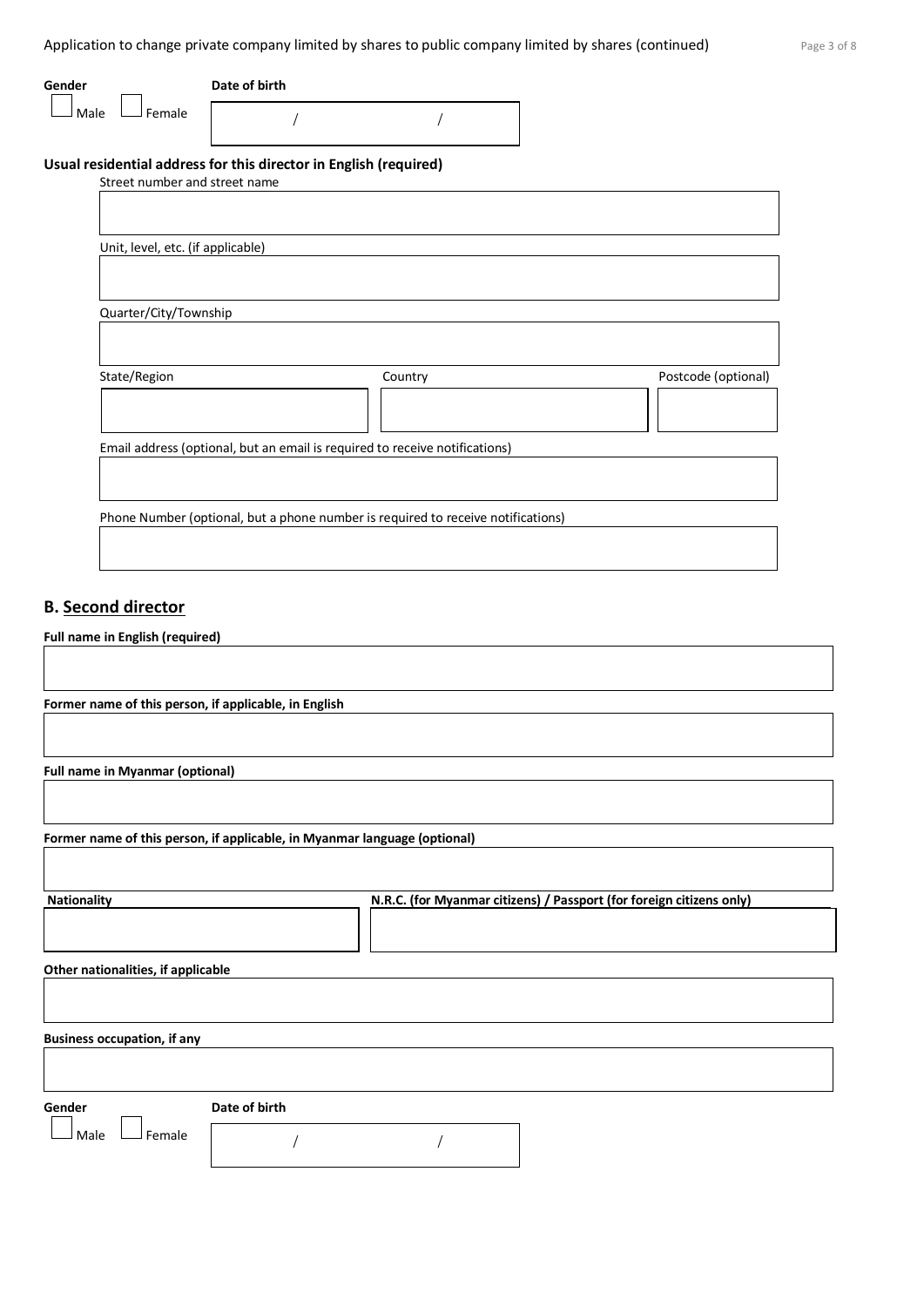**Gender**

☐ Male ☐ Female

**Date of birth**

/ /

**Usual residential address for this director in English (required)**

Street number and street name

Unit, level, etc. (if applicable)

Quarter/City/Township

State/Region

Country

Postcode (optional)

Email address (optional, but an email is required to receive notifications)

Phone Number (optional, but a phone number is required to receive notifications)

## B. Second director

**Full name in English (required)**

**Former name of this person, if applicable, in English**

**Full name in Myanmar (optional)**

**Former name of this person, if applicable, in Myanmar language (optional)**

**Nationality**

**N.R.C. (for Myanmar citizens) / Passport (for foreign citizens only)**

**Other nationalities, if applicable**

**Business occupation, if any**

**Gender**

☐ Male ☐ Female

**Date of birth**

/ /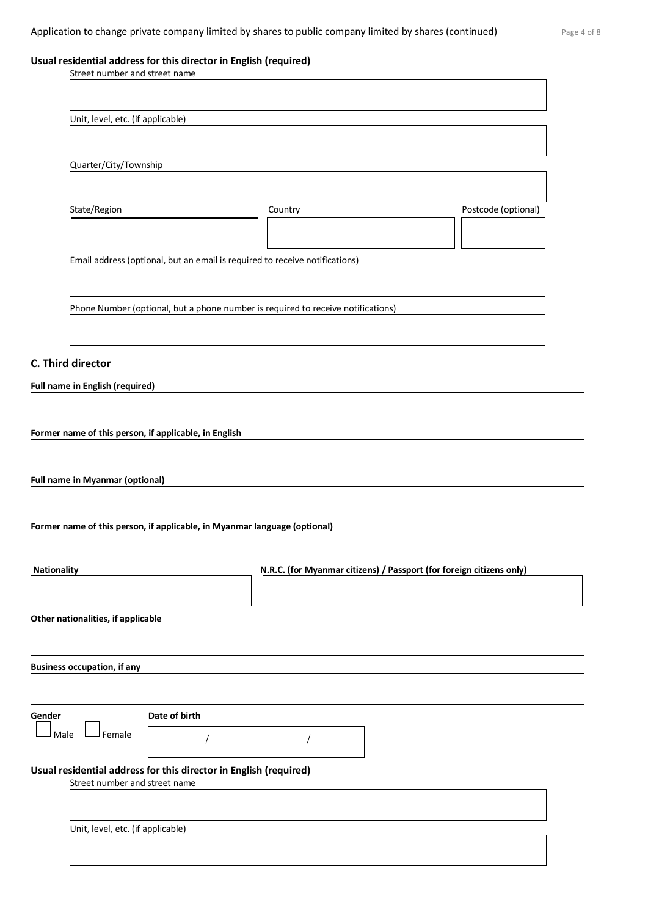**Usual residential address for this director in English (required)**

Street number and street name

Unit, level, etc. (if applicable)

Quarter/City/Township

State/Region

Country

Postcode (optional)

Email address (optional, but an email is required to receive notifications)

Phone Number (optional, but a phone number is required to receive notifications)

## C. Third director

**Full name in English (required)**

**Former name of this person, if applicable, in English**

**Full name in Myanmar (optional)**

**Former name of this person, if applicable, in Myanmar language (optional)**

**Nationality**

**N.R.C. (for Myanmar citizens) / Passport (for foreign citizens only)**

**Other nationalities, if applicable**

**Business occupation, if any**

**Gender**

☐ Male ☐ Female

**Date of birth**

/ /

**Usual residential address for this director in English (required)**

Street number and street name

Unit, level, etc. (if applicable)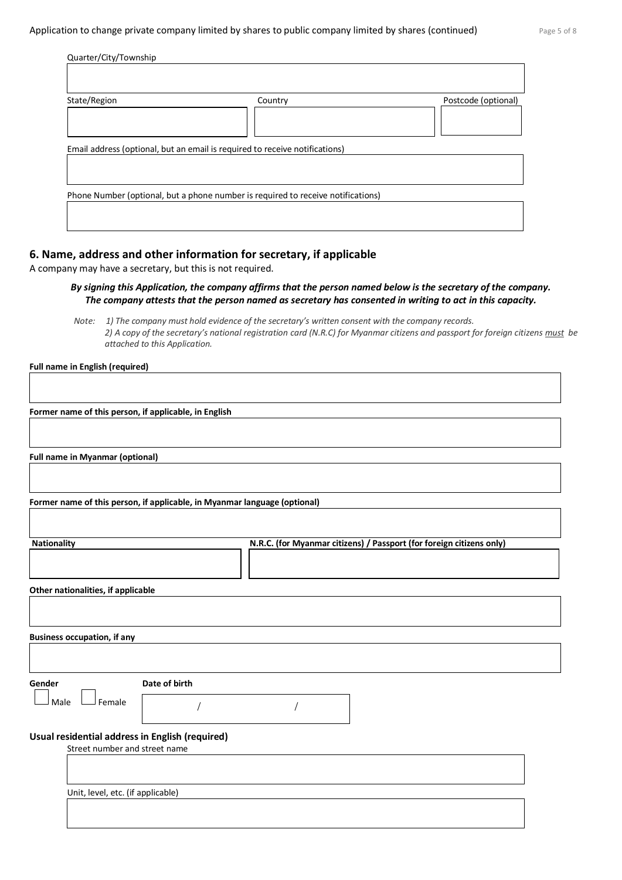Quarter/City/Township

State/Region | Country | Postcode (optional)

Email address (optional, but an email is required to receive notifications)

Phone Number (optional, but a phone number is required to receive notifications)

## 6. Name, address and other information for secretary, if applicable

A company may have a secretary, but this is not required.

***By signing this Application, the company affirms that the person named below is the secretary of the company. The company attests that the person named as secretary has consented in writing to act in this capacity.***

*Note: 1) The company must hold evidence of the secretary's written consent with the company records.*
*2) A copy of the secretary's national registration card (N.R.C) for Myanmar citizens and passport for foreign citizens must be attached to this Application.*

**Full name in English (required)**

**Former name of this person, if applicable, in English**

**Full name in Myanmar (optional)**

**Former name of this person, if applicable, in Myanmar language (optional)**

**Nationality** | **N.R.C. (for Myanmar citizens) / Passport (for foreign citizens only)**

**Other nationalities, if applicable**

**Business occupation, if any**

**Gender**

☐ Male ☐ Female

**Date of birth**

/ /

### Usual residential address in English (required)

Street number and street name

Unit, level, etc. (if applicable)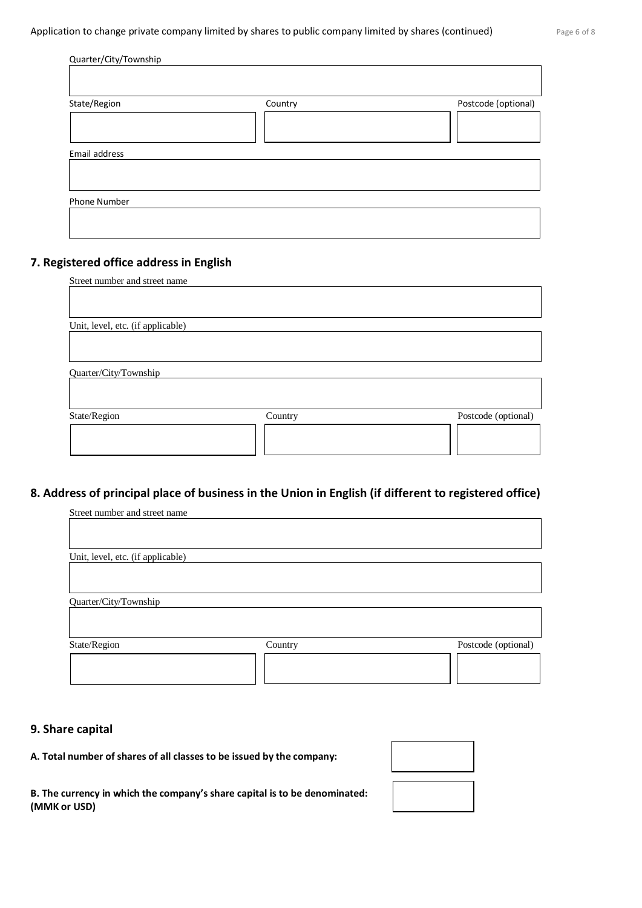Quarter/City/Township

State/Region

Country

Postcode (optional)

Email address

Phone Number

## 7. Registered office address in English

Street number and street name

Unit, level, etc. (if applicable)

Quarter/City/Township

State/Region

Country

Postcode (optional)

## 8. Address of principal place of business in the Union in English (if different to registered office)

Street number and street name

Unit, level, etc. (if applicable)

Quarter/City/Township

State/Region

Country

Postcode (optional)

## 9. Share capital

**A. Total number of shares of all classes to be issued by the company:**

**B. The currency in which the company's share capital is to be denominated: (MMK or USD)**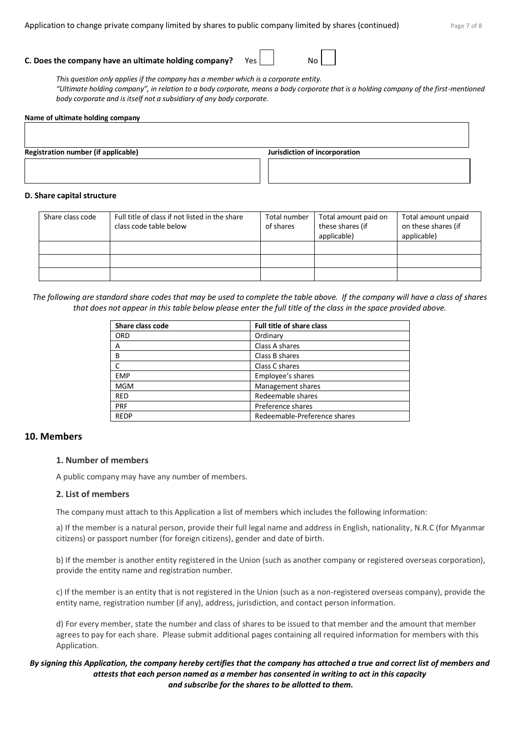**C. Does the company have an ultimate holding company?** Yes ☐ No ☐

*This question only applies if the company has a member which is a corporate entity.*
*"Ultimate holding company", in relation to a body corporate, means a body corporate that is a holding company of the first-mentioned body corporate and is itself not a subsidiary of any body corporate.*

**Name of ultimate holding company**

| |
|---|
| |

| Registration number (if applicable) | Jurisdiction of incorporation |
|---|---|
| | |

**D. Share capital structure**

| Share class code | Full title of class if not listed in the share class code table below | Total number of shares | Total amount paid on these shares (if applicable) | Total amount unpaid on these shares (if applicable) |
|---|---|---|---|---|
| | | | | |
| | | | | |
| | | | | |

*The following are standard share codes that may be used to complete the table above. If the company will have a class of shares that does not appear in this table below please enter the full title of the class in the space provided above.*

| Share class code | Full title of share class |
|---|---|
| ORD | Ordinary |
| A | Class A shares |
| B | Class B shares |
| C | Class C shares |
| EMP | Employee's shares |
| MGM | Management shares |
| RED | Redeemable shares |
| PRF | Preference shares |
| REDP | Redeemable-Preference shares |

## 10. Members

### 1. Number of members

A public company may have any number of members.

### 2. List of members

The company must attach to this Application a list of members which includes the following information:

a) If the member is a natural person, provide their full legal name and address in English, nationality, N.R.C (for Myanmar citizens) or passport number (for foreign citizens), gender and date of birth.

b) If the member is another entity registered in the Union (such as another company or registered overseas corporation), provide the entity name and registration number.

c) If the member is an entity that is not registered in the Union (such as a non-registered overseas company), provide the entity name, registration number (if any), address, jurisdiction, and contact person information.

d) For every member, state the number and class of shares to be issued to that member and the amount that member agrees to pay for each share. Please submit additional pages containing all required information for members with this Application.

***By signing this Application, the company hereby certifies that the company has attached a true and correct list of members and attests that each person named as a member has consented in writing to act in this capacity and subscribe for the shares to be allotted to them.***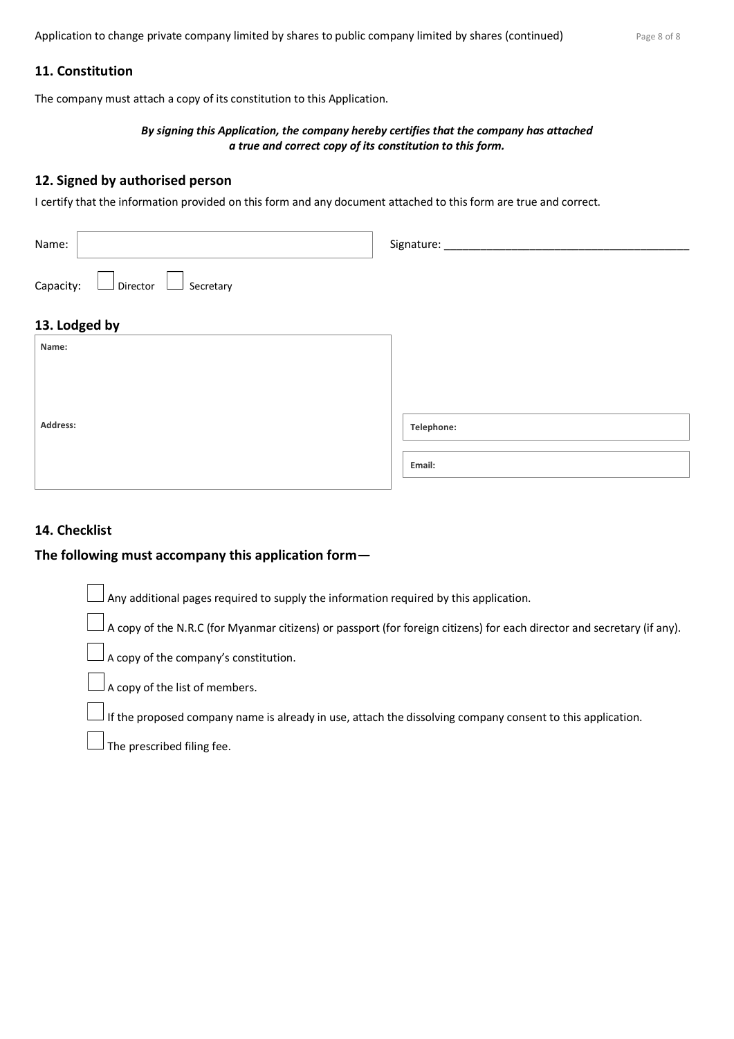## 11. Constitution

The company must attach a copy of its constitution to this Application.

***By signing this Application, the company hereby certifies that the company has attached a true and correct copy of its constitution to this form.***

## 12. Signed by authorised person

I certify that the information provided on this form and any document attached to this form are true and correct.

Name: &nbsp;&nbsp;&nbsp;&nbsp;&nbsp;&nbsp;&nbsp;&nbsp;&nbsp;&nbsp;&nbsp;&nbsp;&nbsp;&nbsp;&nbsp;&nbsp;&nbsp;&nbsp;&nbsp;&nbsp; Signature: ______________________________________

Capacity: ☐ Director ☐ Secretary

## 13. Lodged by

**Name:**

**Address:**

**Telephone:**

**Email:**

## 14. Checklist

### The following must accompany this application form—

- ☐ Any additional pages required to supply the information required by this application.
- ☐ A copy of the N.R.C (for Myanmar citizens) or passport (for foreign citizens) for each director and secretary (if any).
- ☐ A copy of the company's constitution.
- ☐ A copy of the list of members.
- ☐ If the proposed company name is already in use, attach the dissolving company consent to this application.
- ☐ The prescribed filing fee.